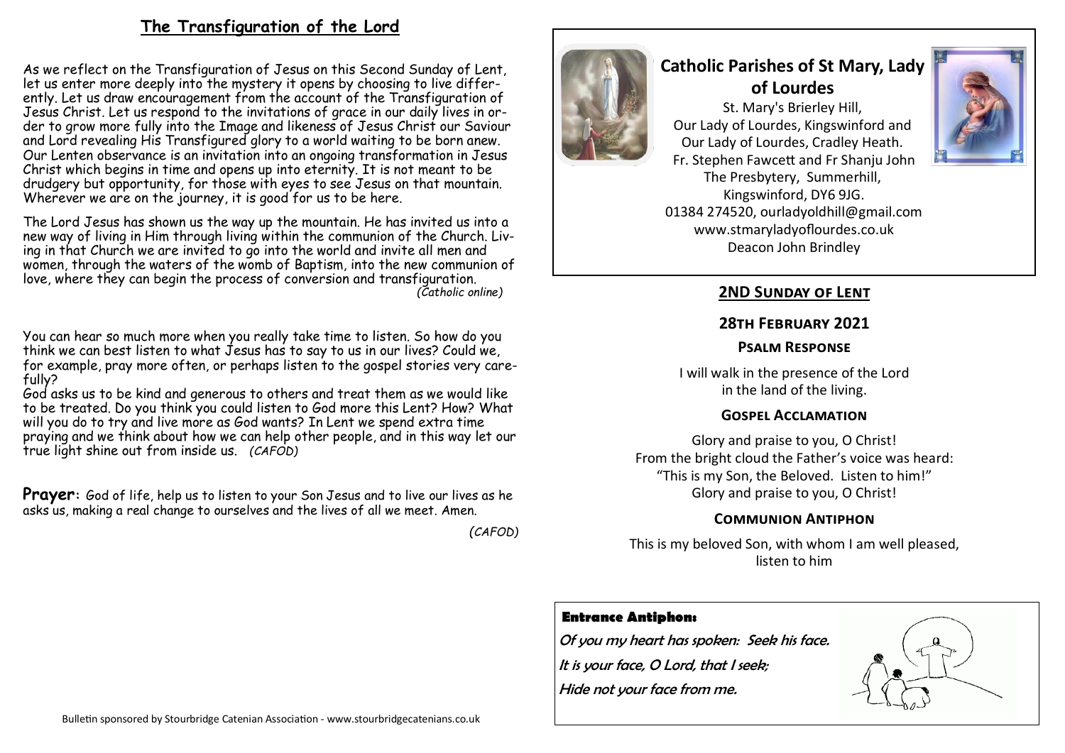## The Transfiguration of the Lord

As we reflect on the Transfiguration of Jesus on this Second Sunday of Lent, let us enter more deeply into the mystery it opens by choosing to live differently. Let us draw encouragement from the account of the Transfiguration of Jesus Christ. Let us respond to the invitations of grace in our daily lives in order to grow more fully into the Image and likeness of Jesus Christ our Saviour and Lord revealing His Transfigured glory to a world waiting to be born anew. Our Lenten observance is an invitation into an ongoing transformation in Jesus Christ which begins in time and opens up into eternity. It is not meant to be drudgery but opportunity, for those with eyes to see Jesus on that mountain. Wherever we are on the journey, it is good for us to be here.

The Lord Jesus has shown us the way up the mountain. He has invited us into a new way of living in Him through living within the communion of the Church. Living in that Church we are invited to go into the world and invite all men and women, through the waters of the womb of Baptism, into the new communion of love, where they can begin the process of conversion and transfiguration.
*(Catholic online)*

You can hear so much more when you really take time to listen. So how do you think we can best listen to what Jesus has to say to us in our lives? Could we, for example, pray more often, or perhaps listen to the gospel stories very carefully?

God asks us to be kind and generous to others and treat them as we would like to be treated. Do you think you could listen to God more this Lent? How? What will you do to try and live more as God wants? In Lent we spend extra time praying and we think about how we can help other people, and in this way let our true light shine out from inside us. *(CAFOD)*

**Prayer**: God of life, help us to listen to your Son Jesus and to live our lives as he asks us, making a real change to ourselves and the lives of all we meet. Amen.

*(CAFOD)*

Bulletin sponsored by Stourbridge Catenian Association - www.stourbridgecatenians.co.uk

# Catholic Parishes of St Mary, Lady of Lourdes

St. Mary's Brierley Hill,
Our Lady of Lourdes, Kingswinford and
Our Lady of Lourdes, Cradley Heath.
Fr. Stephen Fawcett and Fr Shanju John
The Presbytery, Summerhill,
Kingswinford, DY6 9JG.
01384 274520, ourladyoldhill@gmail.com
www.stmaryladyoflourdes.co.uk
Deacon John Brindley

## 2ND SUNDAY OF LENT

### 28TH FEBRUARY 2021

### PSALM RESPONSE

I will walk in the presence of the Lord
in the land of the living.

### GOSPEL ACCLAMATION

Glory and praise to you, O Christ!
From the bright cloud the Father's voice was heard:
"This is my Son, the Beloved. Listen to him!"
Glory and praise to you, O Christ!

### COMMUNION ANTIPHON

This is my beloved Son, with whom I am well pleased,
listen to him

**Entrance Antiphon:**

*Of you my heart has spoken: Seek his face.*
*It is your face, O Lord, that I seek;*
*Hide not your face from me.*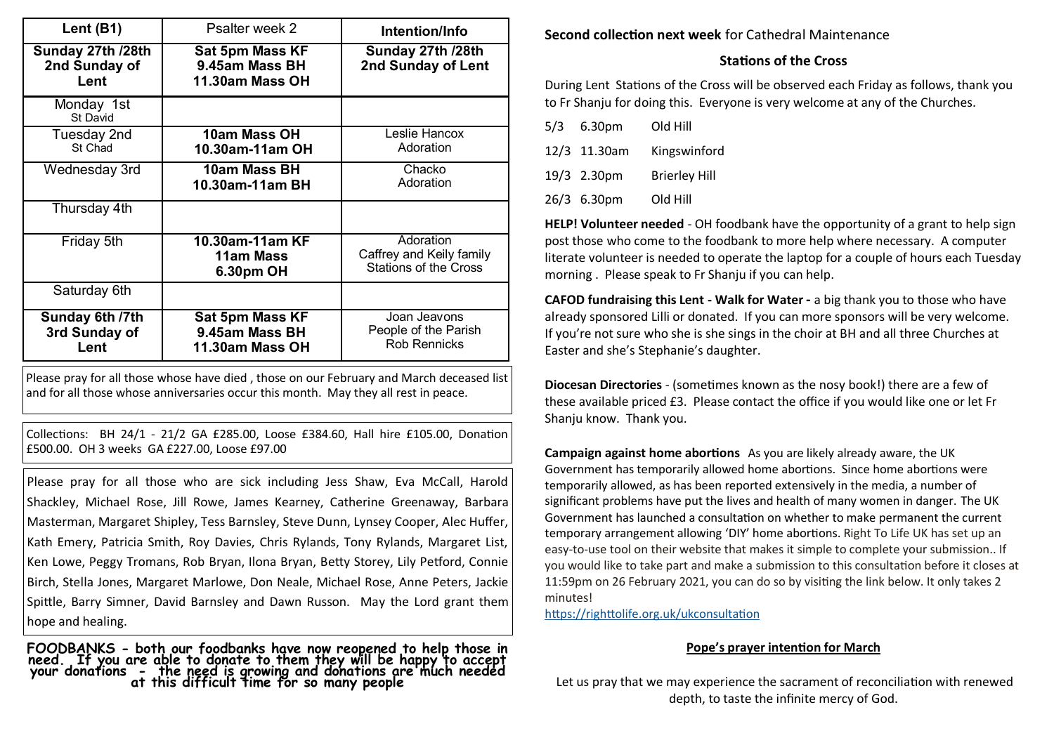| Lent (B1) | Psalter week 2 | Intention/Info |
|---|---|---|
| **Sunday 27th /28th 2nd Sunday of Lent** | **Sat 5pm Mass KF 9.45am Mass BH 11.30am Mass OH** | **Sunday 27th /28th 2nd Sunday of Lent** |
| Monday 1st St David | | |
| Tuesday 2nd St Chad | **10am Mass OH 10.30am-11am OH** | Leslie Hancox Adoration |
| Wednesday 3rd | **10am Mass BH 10.30am-11am BH** | Chacko Adoration |
| Thursday 4th | | |
| Friday 5th | **10.30am-11am KF 11am Mass 6.30pm OH** | Adoration Caffrey and Keily family Stations of the Cross |
| Saturday 6th | | |
| **Sunday 6th /7th 3rd Sunday of Lent** | **Sat 5pm Mass KF 9.45am Mass BH 11.30am Mass OH** | Joan Jeavons People of the Parish Rob Rennicks |

Please pray for all those whose have died , those on our February and March deceased list and for all those whose anniversaries occur this month. May they all rest in peace.

Collections: BH 24/1 - 21/2 GA £285.00, Loose £384.60, Hall hire £105.00, Donation £500.00. OH 3 weeks GA £227.00, Loose £97.00

Please pray for all those who are sick including Jess Shaw, Eva McCall, Harold Shackley, Michael Rose, Jill Rowe, James Kearney, Catherine Greenaway, Barbara Masterman, Margaret Shipley, Tess Barnsley, Steve Dunn, Lynsey Cooper, Alec Huffer, Kath Emery, Patricia Smith, Roy Davies, Chris Rylands, Tony Rylands, Margaret List, Ken Lowe, Peggy Tromans, Rob Bryan, Ilona Bryan, Betty Storey, Lily Petford, Connie Birch, Stella Jones, Margaret Marlowe, Don Neale, Michael Rose, Anne Peters, Jackie Spittle, Barry Simner, David Barnsley and Dawn Russon. May the Lord grant them hope and healing.

**FOODBANKS - both our foodbanks have now reopened to help those in need. If you are able to donate to them they will be happy to accept your donations - the need is growing and donations are much needed at this difficult time for so many people**

**Second collection next week** for Cathedral Maintenance

### Stations of the Cross

During Lent Stations of the Cross will be observed each Friday as follows, thank you to Fr Shanju for doing this. Everyone is very welcome at any of the Churches.

| | | |
|---|---|---|
| 5/3 | 6.30pm | Old Hill |
| 12/3 | 11.30am | Kingswinford |
| 19/3 | 2.30pm | Brierley Hill |
| 26/3 | 6.30pm | Old Hill |

**HELP! Volunteer needed** - OH foodbank have the opportunity of a grant to help sign post those who come to the foodbank to more help where necessary. A computer literate volunteer is needed to operate the laptop for a couple of hours each Tuesday morning . Please speak to Fr Shanju if you can help.

**CAFOD fundraising this Lent - Walk for Water -** a big thank you to those who have already sponsored Lilli or donated. If you can more sponsors will be very welcome. If you're not sure who she is she sings in the choir at BH and all three Churches at Easter and she's Stephanie's daughter.

**Diocesan Directories** - (sometimes known as the nosy book!) there are a few of these available priced £3. Please contact the office if you would like one or let Fr Shanju know. Thank you.

**Campaign against home abortions** As you are likely already aware, the UK Government has temporarily allowed home abortions. Since home abortions were temporarily allowed, as has been reported extensively in the media, a number of significant problems have put the lives and health of many women in danger. The UK Government has launched a consultation on whether to make permanent the current temporary arrangement allowing 'DIY' home abortions. Right To Life UK has set up an easy-to-use tool on their website that makes it simple to complete your submission.. If you would like to take part and make a submission to this consultation before it closes at 11:59pm on 26 February 2021, you can do so by visiting the link below. It only takes 2 minutes!

https://righttolife.org.uk/ukconsultation

### Pope's prayer intention for March

Let us pray that we may experience the sacrament of reconciliation with renewed depth, to taste the infinite mercy of God.